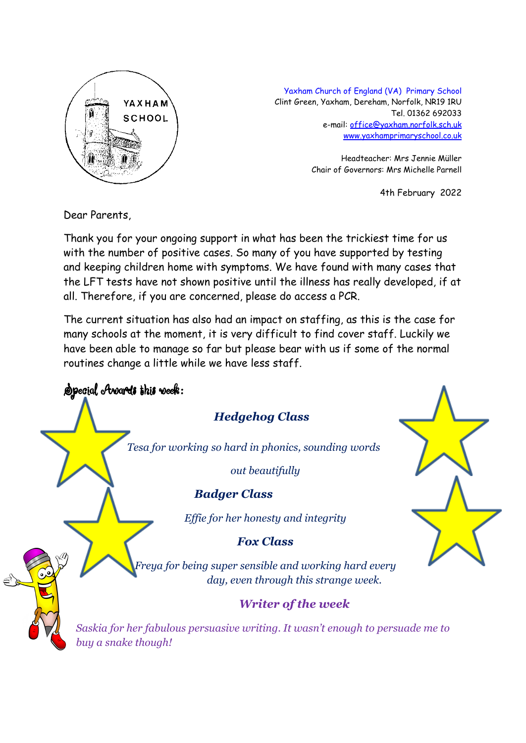YAXHAM SCHOOL

Yaxham Church of England (VA) Primary School
Clint Green, Yaxham, Dereham, Norfolk, NR19 1RU
Tel. 01362 692033
e-mail: office@yaxham.norfolk.sch.uk
www.yaxhamprimaryschool.co.uk

Headteacher: Mrs Jennie Müller
Chair of Governors: Mrs Michelle Parnell

4th February 2022

Dear Parents,

Thank you for your ongoing support in what has been the trickiest time for us with the number of positive cases. So many of you have supported by testing and keeping children home with symptoms. We have found with many cases that the LFT tests have not shown positive until the illness has really developed, if at all. Therefore, if you are concerned, please do access a PCR.

The current situation has also had an impact on staffing, as this is the case for many schools at the moment, it is very difficult to find cover staff. Luckily we have been able to manage so far but please bear with us if some of the normal routines change a little while we have less staff.

## Special Awards this week:

### *Hedgehog Class*

*Tesa for working so hard in phonics, sounding words out beautifully*

### *Badger Class*

*Effie for her honesty and integrity*

### *Fox Class*

*Freya for being super sensible and working hard every day, even through this strange week.*

### *Writer of the week*

*Saskia for her fabulous persuasive writing. It wasn't enough to persuade me to buy a snake though!*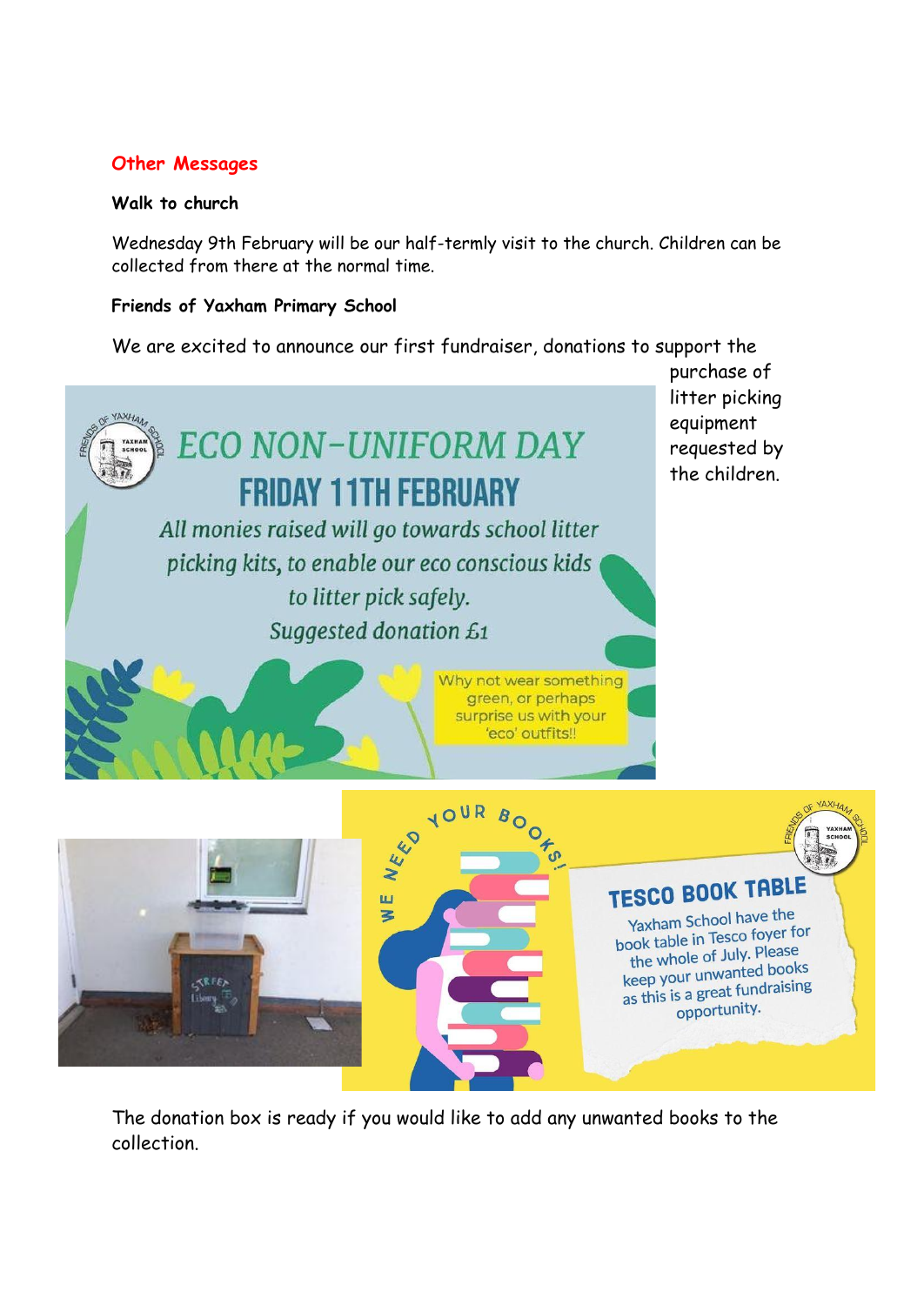## Other Messages

**Walk to church**

Wednesday 9th February will be our half-termly visit to the church. Children can be collected from there at the normal time.

**Friends of Yaxham Primary School**

We are excited to announce our first fundraiser, donations to support the purchase of litter picking equipment requested by the children.

# ECO NON-UNIFORM DAY

## FRIDAY 11TH FEBRUARY

*All monies raised will go towards school litter picking kits, to enable our eco conscious kids to litter pick safely.*

*Suggested donation £1*

Why not wear something green, or perhaps surprise us with your 'eco' outfits!!

WE NEED YOUR BOOKS!

**TESCO BOOK TABLE**

Yaxham School have the book table in Tesco foyer for the whole of July. Please keep your unwanted books as this is a great fundraising opportunity.

The donation box is ready if you would like to add any unwanted books to the collection.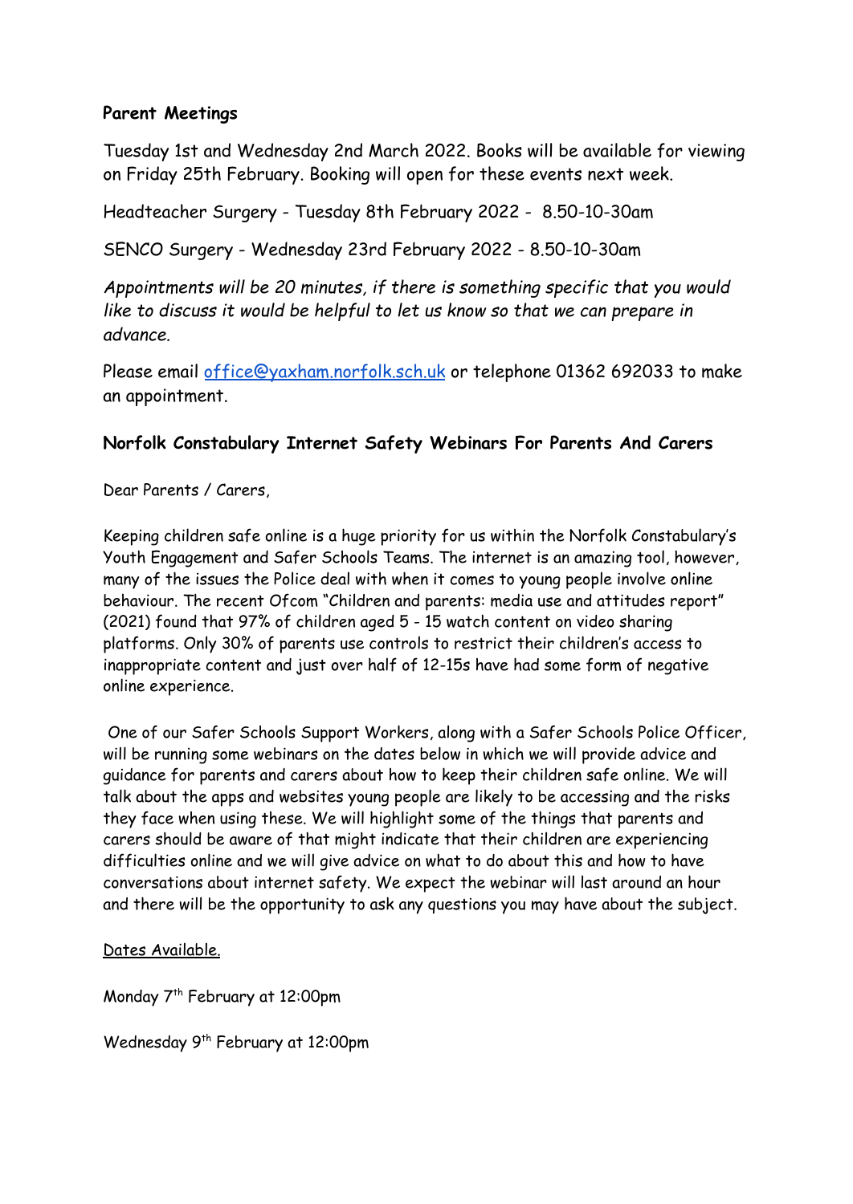**Parent Meetings**

Tuesday 1st and Wednesday 2nd March 2022. Books will be available for viewing on Friday 25th February. Booking will open for these events next week.

Headteacher Surgery - Tuesday 8th February 2022 -  8.50-10-30am

SENCO Surgery - Wednesday 23rd February 2022 - 8.50-10-30am

*Appointments will be 20 minutes, if there is something specific that you would like to discuss it would be helpful to let us know so that we can prepare in advance.*

Please email [office@yaxham.norfolk.sch.uk](mailto:office@yaxham.norfolk.sch.uk) or telephone 01362 692033 to make an appointment.

**Norfolk Constabulary Internet Safety Webinars For Parents And Carers**

Dear Parents / Carers,

Keeping children safe online is a huge priority for us within the Norfolk Constabulary's Youth Engagement and Safer Schools Teams. The internet is an amazing tool, however, many of the issues the Police deal with when it comes to young people involve online behaviour. The recent Ofcom "Children and parents: media use and attitudes report" (2021) found that 97% of children aged 5 - 15 watch content on video sharing platforms. Only 30% of parents use controls to restrict their children's access to inappropriate content and just over half of 12-15s have had some form of negative online experience.

One of our Safer Schools Support Workers, along with a Safer Schools Police Officer, will be running some webinars on the dates below in which we will provide advice and guidance for parents and carers about how to keep their children safe online. We will talk about the apps and websites young people are likely to be accessing and the risks they face when using these. We will highlight some of the things that parents and carers should be aware of that might indicate that their children are experiencing difficulties online and we will give advice on what to do about this and how to have conversations about internet safety. We expect the webinar will last around an hour and there will be the opportunity to ask any questions you may have about the subject.

<u>Dates Available.</u>

Monday 7th February at 12:00pm

Wednesday 9th February at 12:00pm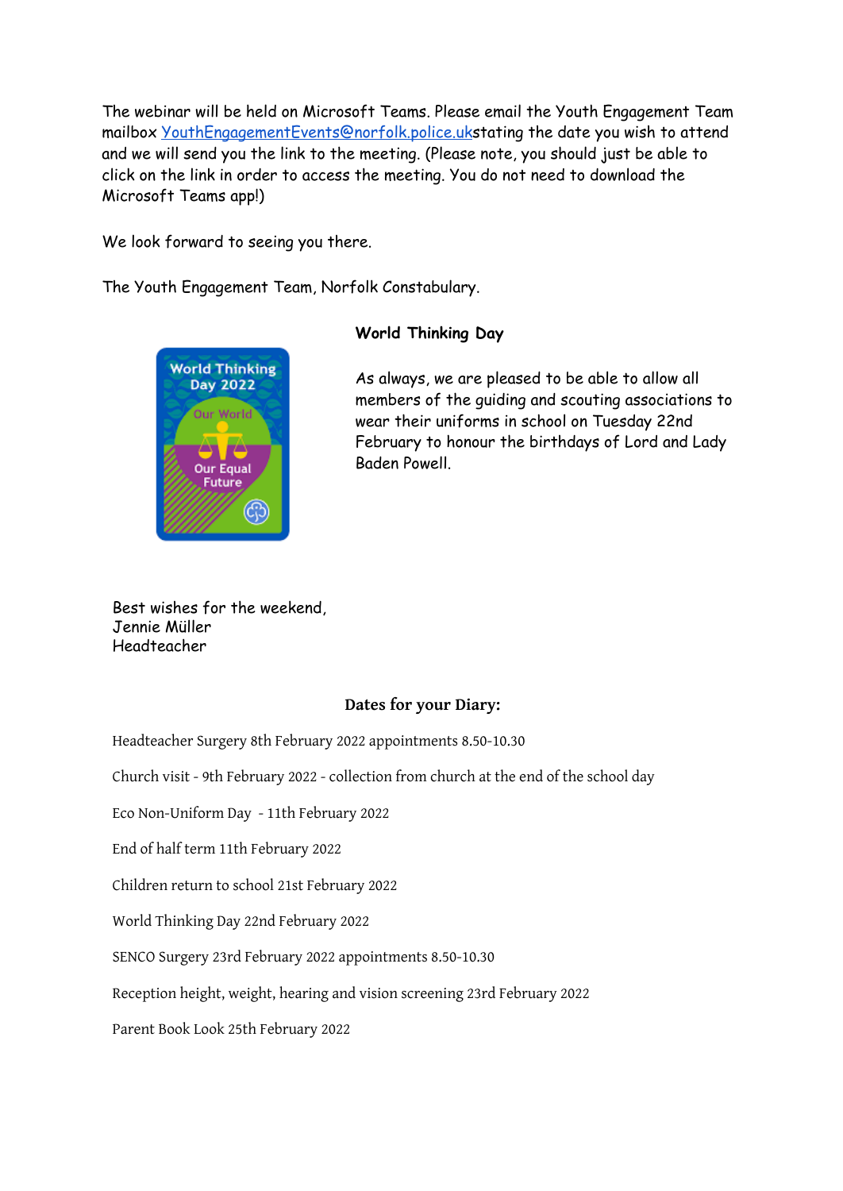The webinar will be held on Microsoft Teams. Please email the Youth Engagement Team mailbox YouthEngagementEvents@norfolk.police.ukstating the date you wish to attend and we will send you the link to the meeting. (Please note, you should just be able to click on the link in order to access the meeting. You do not need to download the Microsoft Teams app!)

We look forward to seeing you there.

The Youth Engagement Team, Norfolk Constabulary.

**World Thinking Day**

As always, we are pleased to be able to allow all members of the guiding and scouting associations to wear their uniforms in school on Tuesday 22nd February to honour the birthdays of Lord and Lady Baden Powell.

Best wishes for the weekend,
Jennie Müller
Headteacher

**Dates for your Diary:**

Headteacher Surgery 8th February 2022 appointments 8.50-10.30

Church visit - 9th February 2022 - collection from church at the end of the school day

Eco Non-Uniform Day - 11th February 2022

End of half term 11th February 2022

Children return to school 21st February 2022

World Thinking Day 22nd February 2022

SENCO Surgery 23rd February 2022 appointments 8.50-10.30

Reception height, weight, hearing and vision screening 23rd February 2022

Parent Book Look 25th February 2022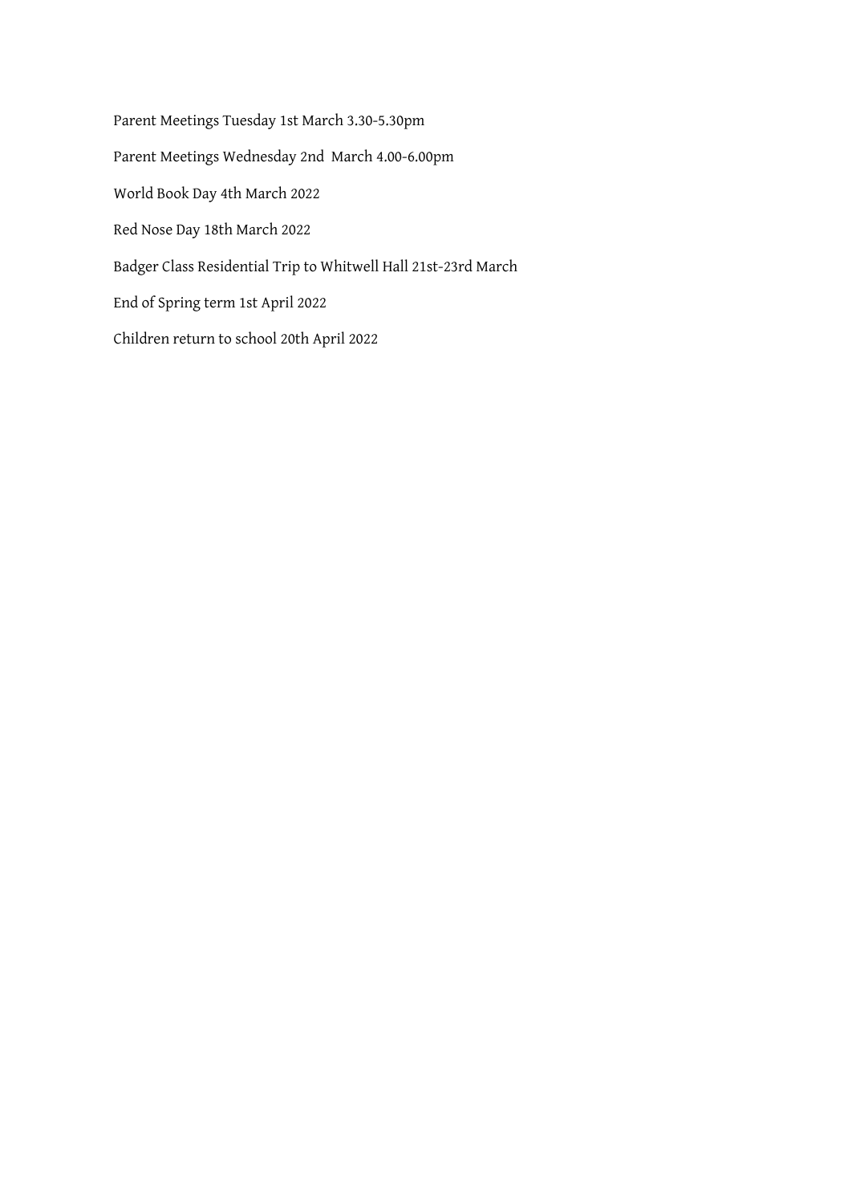Parent Meetings Tuesday 1st March 3.30-5.30pm

Parent Meetings Wednesday 2nd  March 4.00-6.00pm

World Book Day 4th March 2022

Red Nose Day 18th March 2022

Badger Class Residential Trip to Whitwell Hall 21st-23rd March

End of Spring term 1st April 2022

Children return to school 20th April 2022